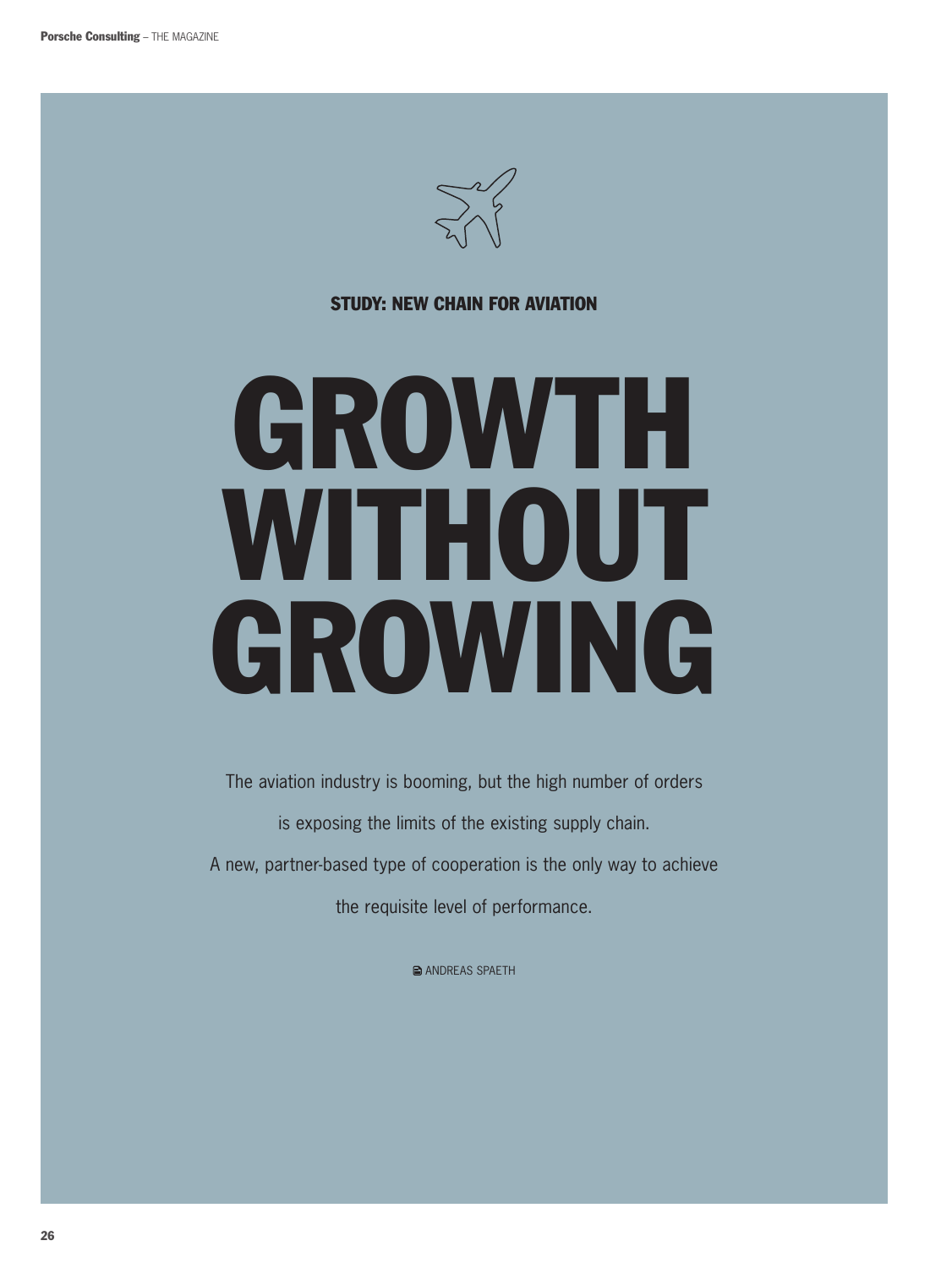**STUDY: NEW CHAIN FOR AVIATION**

# GROWTH WITHOUT GROWING

The aviation industry is booming, but the high number of orders is exposing the limits of the existing supply chain. A new, partner-based type of cooperation is the only way to achieve the requisite level of performance.

ANDREAS SPAETH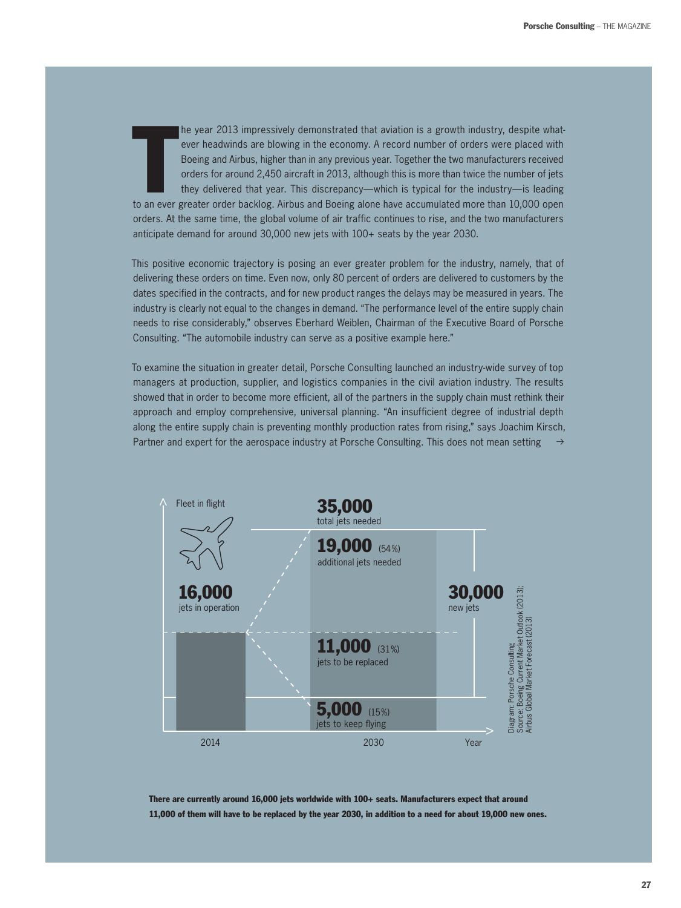The year 2013 impressively demonstrated that aviation is a growth industry, despite whatever headwinds are blowing in the economy. A record number of orders were placed with Boeing and Airbus, higher than in any previous year. Together the two manufacturers received orders for around 2,450 aircraft in 2013, although this is more than twice the number of jets they delivered that year. This discrepancy—which is typical for the industry—is leading to an ever greater order backlog. Airbus and Boeing alone have accumulated more than 10,000 open orders. At the same time, the global volume of air traffic continues to rise, and the two manufacturers anticipate demand for around 30,000 new jets with 100+ seats by the year 2030.

This positive economic trajectory is posing an ever greater problem for the industry, namely, that of delivering these orders on time. Even now, only 80 percent of orders are delivered to customers by the dates specified in the contracts, and for new product ranges the delays may be measured in years. The industry is clearly not equal to the changes in demand. "The performance level of the entire supply chain needs to rise considerably," observes Eberhard Weiblen, Chairman of the Executive Board of Porsche Consulting. "The automobile industry can serve as a positive example here."

To examine the situation in greater detail, Porsche Consulting launched an industry-wide survey of top managers at production, supplier, and logistics companies in the civil aviation industry. The results showed that in order to become more efficient, all of the partners in the supply chain must rethink their approach and employ comprehensive, universal planning. "An insufficient degree of industrial depth along the entire supply chain is preventing monthly production rates from rising," says Joachim Kirsch, Partner and expert for the aerospace industry at Porsche Consulting. This does not mean setting →

Fleet in flight

**16,000** jets in operation

**35,000** total jets needed

**19,000** (54%) additional jets needed

**11,000** (31%) jets to be replaced

**5,000** (15%) jets to keep flying

**30,000** new jets

2014 | 2030 | Year

Diagram: Porsche Consulting
Source: Boeing Current Market Outlook (2013); Airbus Global Market Forecast (2013)

**There are currently around 16,000 jets worldwide with 100+ seats. Manufacturers expect that around 11,000 of them will have to be replaced by the year 2030, in addition to a need for about 19,000 new ones.**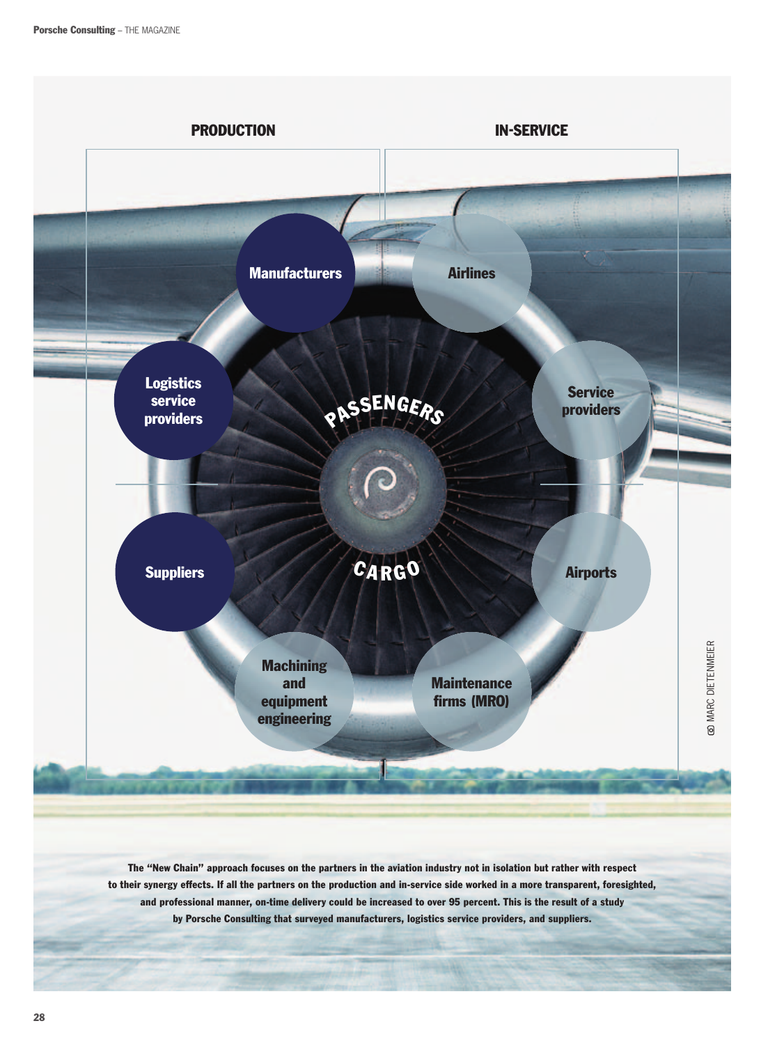**PRODUCTION**

**IN-SERVICE**

Manufacturers

Airlines

Logistics service providers

Service providers

PASSENGERS

CARGO

Suppliers

Airports

Machining and equipment engineering

Maintenance firms (MRO)

© MARC DIETENMEIER

**The "New Chain" approach focuses on the partners in the aviation industry not in isolation but rather with respect to their synergy effects. If all the partners on the production and in-service side worked in a more transparent, foresighted, and professional manner, on-time delivery could be increased to over 95 percent. This is the result of a study by Porsche Consulting that surveyed manufacturers, logistics service providers, and suppliers.**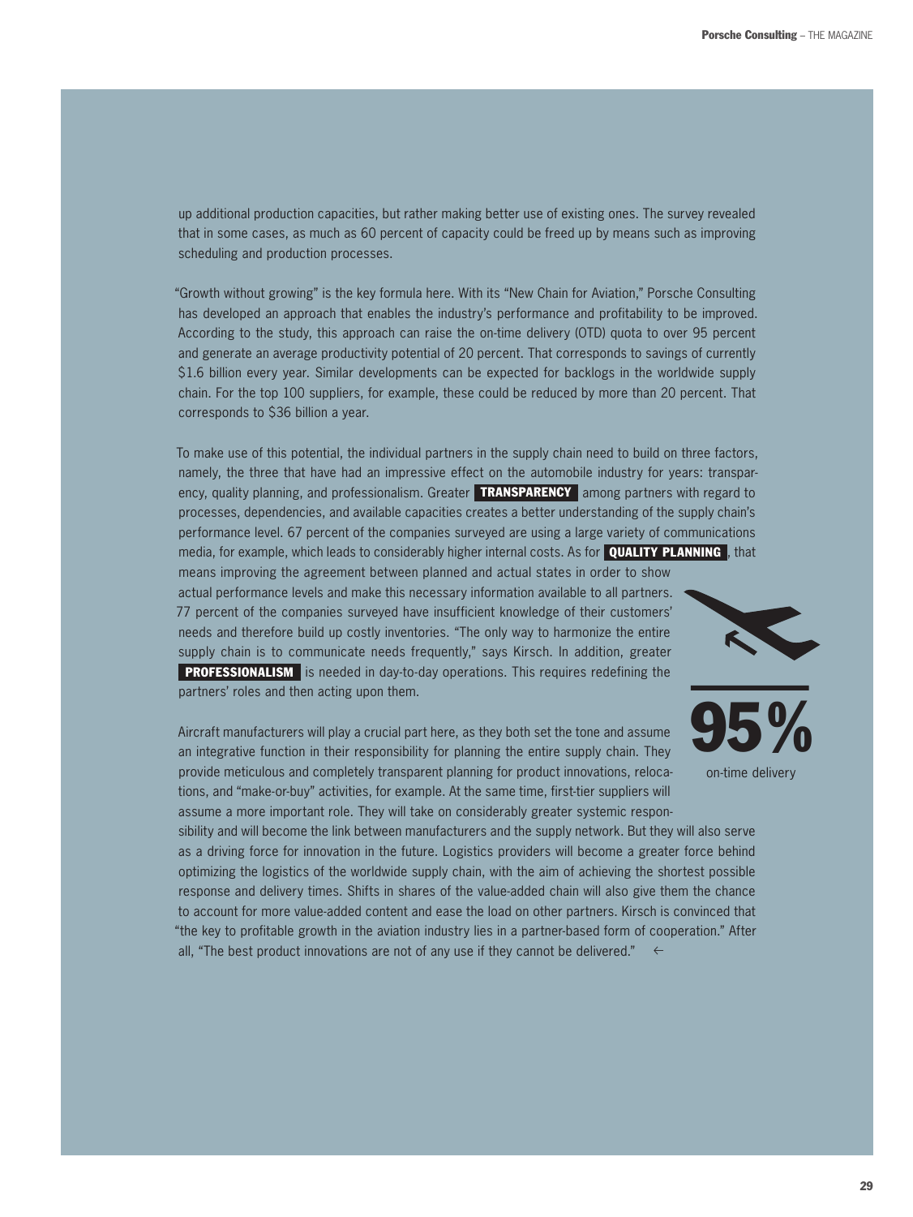up additional production capacities, but rather making better use of existing ones. The survey revealed that in some cases, as much as 60 percent of capacity could be freed up by means such as improving scheduling and production processes.

"Growth without growing" is the key formula here. With its "New Chain for Aviation," Porsche Consulting has developed an approach that enables the industry's performance and profitability to be improved. According to the study, this approach can raise the on-time delivery (OTD) quota to over 95 percent and generate an average productivity potential of 20 percent. That corresponds to savings of currently $1.6 billion every year. Similar developments can be expected for backlogs in the worldwide supply chain. For the top 100 suppliers, for example, these could be reduced by more than 20 percent. That corresponds to $36 billion a year.

To make use of this potential, the individual partners in the supply chain need to build on three factors, namely, the three that have had an impressive effect on the automobile industry for years: transparency, quality planning, and professionalism. Greater **TRANSPARENCY** among partners with regard to processes, dependencies, and available capacities creates a better understanding of the supply chain's performance level. 67 percent of the companies surveyed are using a large variety of communications media, for example, which leads to considerably higher internal costs. As for **QUALITY PLANNING**, that means improving the agreement between planned and actual states in order to show actual performance levels and make this necessary information available to all partners. 77 percent of the companies surveyed have insufficient knowledge of their customers' needs and therefore build up costly inventories. "The only way to harmonize the entire supply chain is to communicate needs frequently," says Kirsch. In addition, greater **PROFESSIONALISM** is needed in day-to-day operations. This requires redefining the partners' roles and then acting upon them.

**95%**
on-time delivery

Aircraft manufacturers will play a crucial part here, as they both set the tone and assume an integrative function in their responsibility for planning the entire supply chain. They provide meticulous and completely transparent planning for product innovations, relocations, and "make-or-buy" activities, for example. At the same time, first-tier suppliers will assume a more important role. They will take on considerably greater systemic responsibility and will become the link between manufacturers and the supply network. But they will also serve as a driving force for innovation in the future. Logistics providers will become a greater force behind optimizing the logistics of the worldwide supply chain, with the aim of achieving the shortest possible response and delivery times. Shifts in shares of the value-added chain will also give them the chance to account for more value-added content and ease the load on other partners. Kirsch is convinced that "the key to profitable growth in the aviation industry lies in a partner-based form of cooperation." After all, "The best product innovations are not of any use if they cannot be delivered." ←